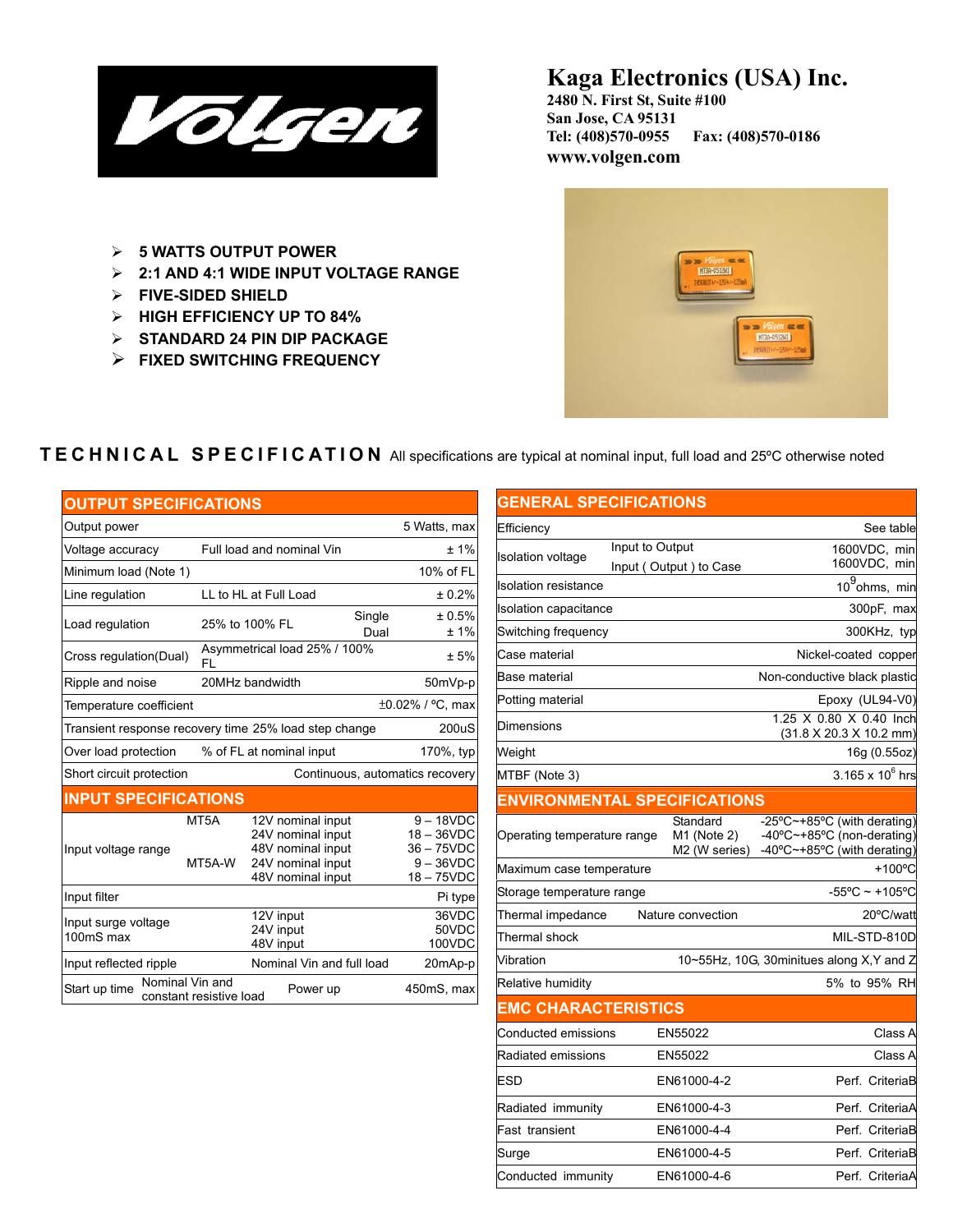# Kaga Electronics (USA) Inc.

**2480 N. First St, Suite #100**
**San Jose, CA 95131**
**Tel: (408)570-0955 Fax: (408)570-0186**
**www.volgen.com**

- **5 WATTS OUTPUT POWER**
- **2:1 AND 4:1 WIDE INPUT VOLTAGE RANGE**
- **FIVE-SIDED SHIELD**
- **HIGH EFFICIENCY UP TO 84%**
- **STANDARD 24 PIN DIP PACKAGE**
- **FIXED SWITCHING FREQUENCY**

## TECHNICAL SPECIFICATION

All specifications are typical at nominal input, full load and 25ºC otherwise noted

### OUTPUT SPECIFICATIONS

| Parameter | Condition | | Value |
|---|---|---|---|
| Output power | | | 5 Watts, max |
| Voltage accuracy | Full load and nominal Vin | | ± 1% |
| Minimum load (Note 1) | | | 10% of FL |
| Line regulation | LL to HL at Full Load | | ± 0.2% |
| Load regulation | 25% to 100% FL | Single | ± 0.5% |
| | | Dual | ± 1% |
| Cross regulation(Dual) | Asymmetrical load 25% / 100% FL | | ± 5% |
| Ripple and noise | 20MHz bandwidth | | 50mVp-p |
| Temperature coefficient | | | ±0.02% / ºC, max |
| Transient response recovery time 25% load step change | | | 200uS |
| Over load protection | % of FL at nominal input | | 170%, typ |
| Short circuit protection | | | Continuous, automatics recovery |

### INPUT SPECIFICATIONS

| Parameter | Model | Condition | Value |
|---|---|---|---|
| Input voltage range | MT5A | 12V nominal input | 9 – 18VDC |
| | | 24V nominal input | 18 – 36VDC |
| | | 48V nominal input | 36 – 75VDC |
| | MT5A-W | 24V nominal input | 9 – 36VDC |
| | | 48V nominal input | 18 – 75VDC |
| Input filter | | | Pi type |
| Input surge voltage 100mS max | | 12V input | 36VDC |
| | | 24V input | 50VDC |
| | | 48V input | 100VDC |
| Input reflected ripple | | Nominal Vin and full load | 20mAp-p |
| Start up time | Nominal Vin and constant resistive load | Power up | 450mS, max |

### GENERAL SPECIFICATIONS

| Parameter | Condition | Value |
|---|---|---|
| Efficiency | | See table |
| Isolation voltage | Input to Output | 1600VDC, min |
| | Input ( Output ) to Case | 1600VDC, min |
| Isolation resistance | | $10^9$ ohms, min |
| Isolation capacitance | | 300pF, max |
| Switching frequency | | 300KHz, typ |
| Case material | | Nickel-coated copper |
| Base material | | Non-conductive black plastic |
| Potting material | | Epoxy (UL94-V0) |
| Dimensions | | 1.25 X 0.80 X 0.40 Inch (31.8 X 20.3 X 10.2 mm) |
| Weight | | 16g (0.55oz) |
| MTBF (Note 3) | | $3.165 \times 10^6$ hrs |

### ENVIRONMENTAL SPECIFICATIONS

| Parameter | Condition | Value |
|---|---|---|
| Operating temperature range | Standard | -25ºC~+85ºC (with derating) |
| | M1 (Note 2) | -40ºC~+85ºC (non-derating) |
| | M2 (W series) | -40ºC~+85ºC (with derating) |
| Maximum case temperature | | +100ºC |
| Storage temperature range | | -55ºC ~ +105ºC |
| Thermal impedance | Nature convection | 20ºC/watt |
| Thermal shock | | MIL-STD-810D |
| Vibration | | 10~55Hz, 10G, 30minitues along X,Y and Z |
| Relative humidity | | 5% to 95% RH |

### EMC CHARACTERISTICS

| Parameter | Standard | Level |
|---|---|---|
| Conducted emissions | EN55022 | Class A |
| Radiated emissions | EN55022 | Class A |
| ESD | EN61000-4-2 | Perf. CriteriaB |
| Radiated immunity | EN61000-4-3 | Perf. CriteriaA |
| Fast transient | EN61000-4-4 | Perf. CriteriaB |
| Surge | EN61000-4-5 | Perf. CriteriaB |
| Conducted immunity | EN61000-4-6 | Perf. CriteriaA |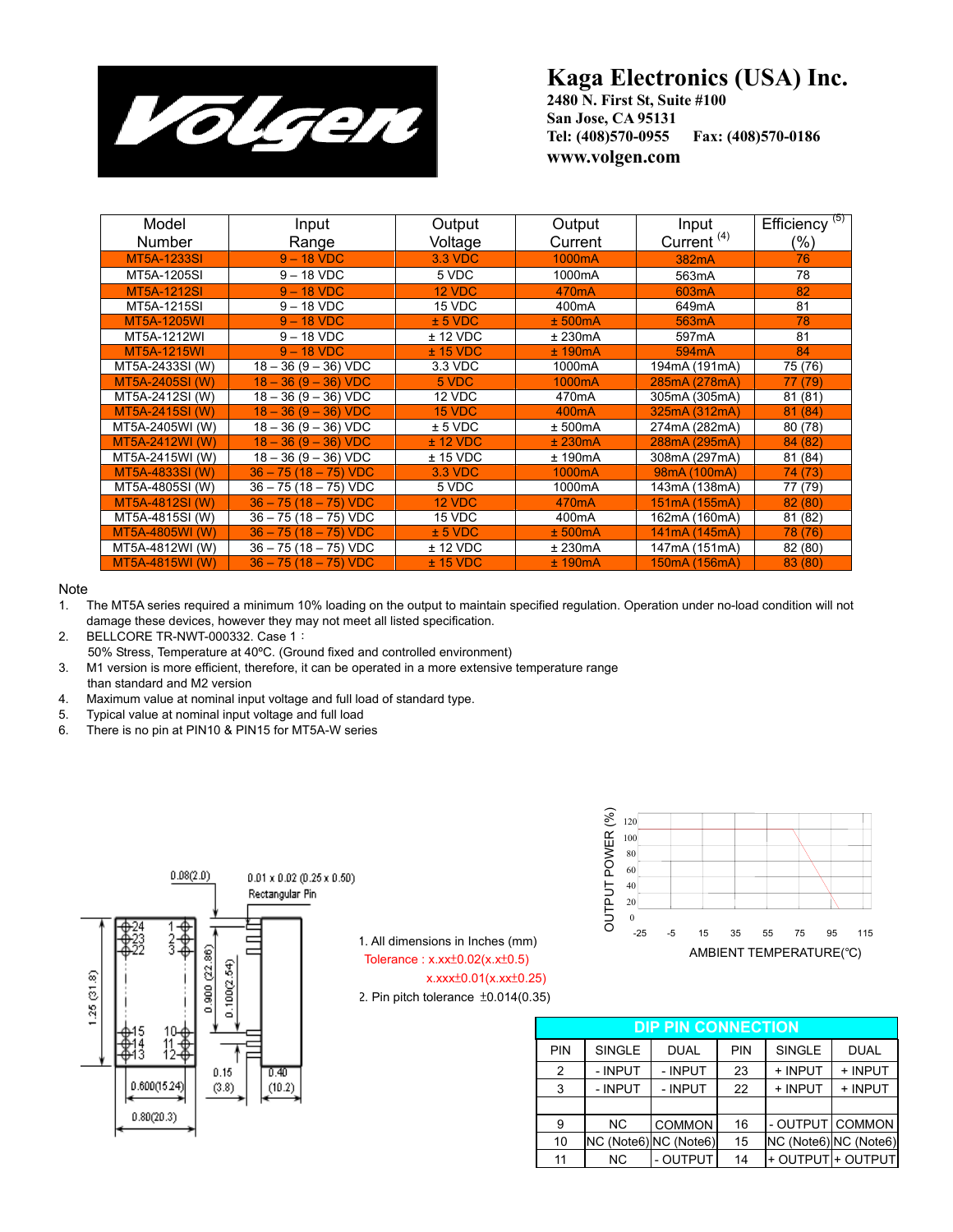# Kaga Electronics (USA) Inc.

**2480 N. First St, Suite #100**
**San Jose, CA 95131**
**Tel: (408)570-0955 Fax: (408)570-0186**
**www.volgen.com**

| Model Number | Input Range | Output Voltage | Output Current | Input Current (4) | Efficiency (5) (%) |
|---|---|---|---|---|---|
| MT5A-1233SI | 9 – 18 VDC | 3.3 VDC | 1000mA | 382mA | 76 |
| MT5A-1205SI | 9 – 18 VDC | 5 VDC | 1000mA | 563mA | 78 |
| MT5A-1212SI | 9 – 18 VDC | 12 VDC | 470mA | 603mA | 82 |
| MT5A-1215SI | 9 – 18 VDC | 15 VDC | 400mA | 649mA | 81 |
| MT5A-1205WI | 9 – 18 VDC | ± 5 VDC | ± 500mA | 563mA | 78 |
| MT5A-1212WI | 9 – 18 VDC | ± 12 VDC | ± 230mA | 597mA | 81 |
| MT5A-1215WI | 9 – 18 VDC | ± 15 VDC | ± 190mA | 594mA | 84 |
| MT5A-2433SI (W) | 18 – 36 (9 – 36) VDC | 3.3 VDC | 1000mA | 194mA (191mA) | 75 (76) |
| MT5A-2405SI (W) | 18 – 36 (9 – 36) VDC | 5 VDC | 1000mA | 285mA (278mA) | 77 (79) |
| MT5A-2412SI (W) | 18 – 36 (9 – 36) VDC | 12 VDC | 470mA | 305mA (305mA) | 81 (81) |
| MT5A-2415SI (W) | 18 – 36 (9 – 36) VDC | 15 VDC | 400mA | 325mA (312mA) | 81 (84) |
| MT5A-2405WI (W) | 18 – 36 (9 – 36) VDC | ± 5 VDC | ± 500mA | 274mA (282mA) | 80 (78) |
| MT5A-2412WI (W) | 18 – 36 (9 – 36) VDC | ± 12 VDC | ± 230mA | 288mA (295mA) | 84 (82) |
| MT5A-2415WI (W) | 18 – 36 (9 – 36) VDC | ± 15 VDC | ± 190mA | 308mA (297mA) | 81 (84) |
| MT5A-4833SI (W) | 36 – 75 (18 – 75) VDC | 3.3 VDC | 1000mA | 98mA (100mA) | 74 (73) |
| MT5A-4805SI (W) | 36 – 75 (18 – 75) VDC | 5 VDC | 1000mA | 143mA (138mA) | 77 (79) |
| MT5A-4812SI (W) | 36 – 75 (18 – 75) VDC | 12 VDC | 470mA | 151mA (155mA) | 82 (80) |
| MT5A-4815SI (W) | 36 – 75 (18 – 75) VDC | 15 VDC | 400mA | 162mA (160mA) | 81 (82) |
| MT5A-4805WI (W) | 36 – 75 (18 – 75) VDC | ± 5 VDC | ± 500mA | 141mA (145mA) | 78 (76) |
| MT5A-4812WI (W) | 36 – 75 (18 – 75) VDC | ± 12 VDC | ± 230mA | 147mA (151mA) | 82 (80) |
| MT5A-4815WI (W) | 36 – 75 (18 – 75) VDC | ± 15 VDC | ± 190mA | 150mA (156mA) | 83 (80) |

Note

1. The MT5A series required a minimum 10% loading on the output to maintain specified regulation. Operation under no-load condition will not damage these devices, however they may not meet all listed specification.
2. BELLCORE TR-NWT-000332. Case 1：
   50% Stress, Temperature at 40ºC. (Ground fixed and controlled environment)
3. M1 version is more efficient, therefore, it can be operated in a more extensive temperature range than standard and M2 version
4. Maximum value at nominal input voltage and full load of standard type.
5. Typical value at nominal input voltage and full load
6. There is no pin at PIN10 & PIN15 for MT5A-W series

OUTPUT POWER (%)
120
100
80
60
40
20
0
-25 -5 15 35 55 75 95 115
AMBIENT TEMPERATURE(℃)

0.08(2.0)
0.01 x 0.02 (0.25 x 0.50)
Rectangular Pin
24 23 22 1 2 3
15 14 13 10 11 12
1.25 (31.8)
0.900 (22.86)
0.100(2.54)
0.15 (3.8)
0.40 (10.2)
0.600(15.24)
0.80(20.3)

1. All dimensions in Inches (mm)
   Tolerance : x.xx±0.02(x.x±0.5)
   x.xxx±0.01(x.xx±0.25)
2. Pin pitch tolerance ±0.014(0.35)

**DIP PIN CONNECTION**

| PIN | SINGLE | DUAL | PIN | SINGLE | DUAL |
|---|---|---|---|---|---|
| 2 | - INPUT | - INPUT | 23 | + INPUT | + INPUT |
| 3 | - INPUT | - INPUT | 22 | + INPUT | + INPUT |
| | | | | | |
| 9 | NC | COMMON | 16 | - OUTPUT | COMMON |
| 10 | NC (Note6) | NC (Note6) | 15 | NC (Note6) | NC (Note6) |
| 11 | NC | - OUTPUT | 14 | + OUTPUT | + OUTPUT |